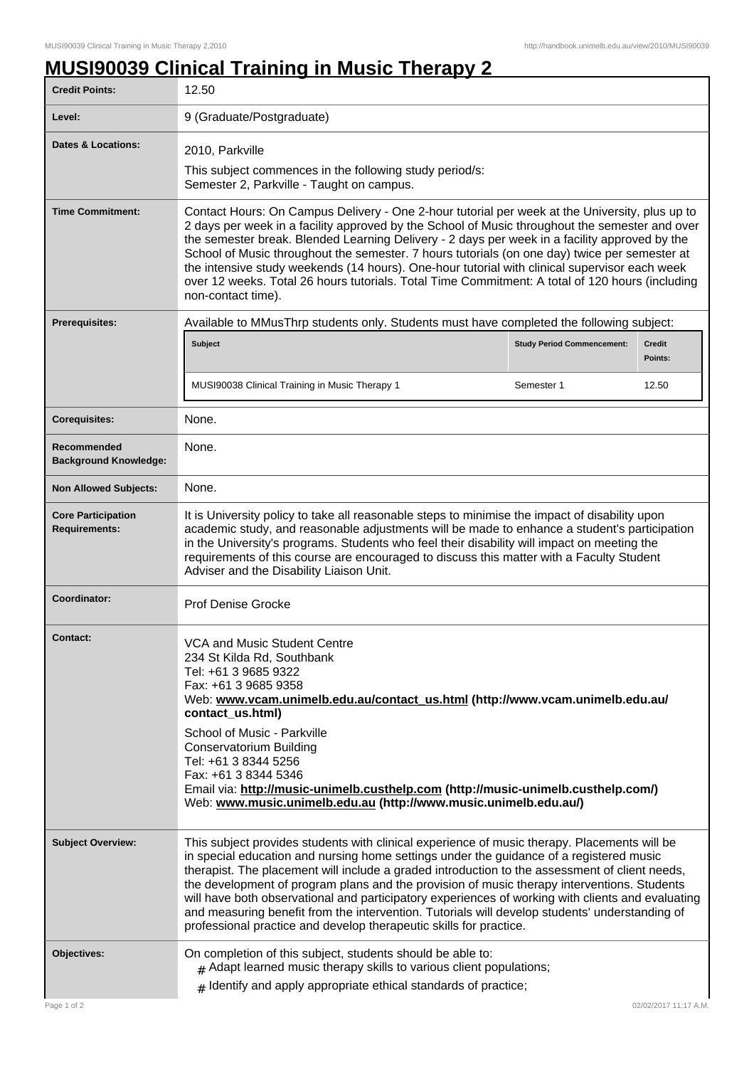# MUSI90039 Clinical Training in Music Therapy 2

| | |
|---|---|
| **Credit Points:** | 12.50 |
| **Level:** | 9 (Graduate/Postgraduate) |
| **Dates & Locations:** | 2010, Parkville<br>This subject commences in the following study period/s:<br>Semester 2, Parkville - Taught on campus. |
| **Time Commitment:** | Contact Hours: On Campus Delivery - One 2-hour tutorial per week at the University, plus up to 2 days per week in a facility approved by the School of Music throughout the semester and over the semester break. Blended Learning Delivery - 2 days per week in a facility approved by the School of Music throughout the semester. 7 hours tutorials (on one day) twice per semester at the intensive study weekends (14 hours). One-hour tutorial with clinical supervisor each week over 12 weeks. Total 26 hours tutorials. Total Time Commitment: A total of 120 hours (including non-contact time). |
| **Prerequisites:** | Available to MMusThrp students only. Students must have completed the following subject:<br>**Subject** / **Study Period Commencement:** / **Credit Points:**<br>MUSI90038 Clinical Training in Music Therapy 1 / Semester 1 / 12.50 |
| **Corequisites:** | None. |
| **Recommended Background Knowledge:** | None. |
| **Non Allowed Subjects:** | None. |
| **Core Participation Requirements:** | It is University policy to take all reasonable steps to minimise the impact of disability upon academic study, and reasonable adjustments will be made to enhance a student's participation in the University's programs. Students who feel their disability will impact on meeting the requirements of this course are encouraged to discuss this matter with a Faculty Student Adviser and the Disability Liaison Unit. |
| **Coordinator:** | Prof Denise Grocke |
| **Contact:** | VCA and Music Student Centre<br>234 St Kilda Rd, Southbank<br>Tel: +61 3 9685 9322<br>Fax: +61 3 9685 9358<br>Web: **www.vcam.unimelb.edu.au/contact_us.html (http://www.vcam.unimelb.edu.au/contact_us.html)**<br>School of Music - Parkville<br>Conservatorium Building<br>Tel: +61 3 8344 5256<br>Fax: +61 3 8344 5346<br>Email via: **http://music-unimelb.custhelp.com (http://music-unimelb.custhelp.com/)**<br>Web: **www.music.unimelb.edu.au (http://www.music.unimelb.edu.au/)** |
| **Subject Overview:** | This subject provides students with clinical experience of music therapy. Placements will be in special education and nursing home settings under the guidance of a registered music therapist. The placement will include a graded introduction to the assessment of client needs, the development of program plans and the provision of music therapy interventions. Students will have both observational and participatory experiences of working with clients and evaluating and measuring benefit from the intervention. Tutorials will develop students' understanding of professional practice and develop therapeutic skills for practice. |
| **Objectives:** | On completion of this subject, students should be able to:<br># Adapt learned music therapy skills to various client populations;<br># Identify and apply appropriate ethical standards of practice; |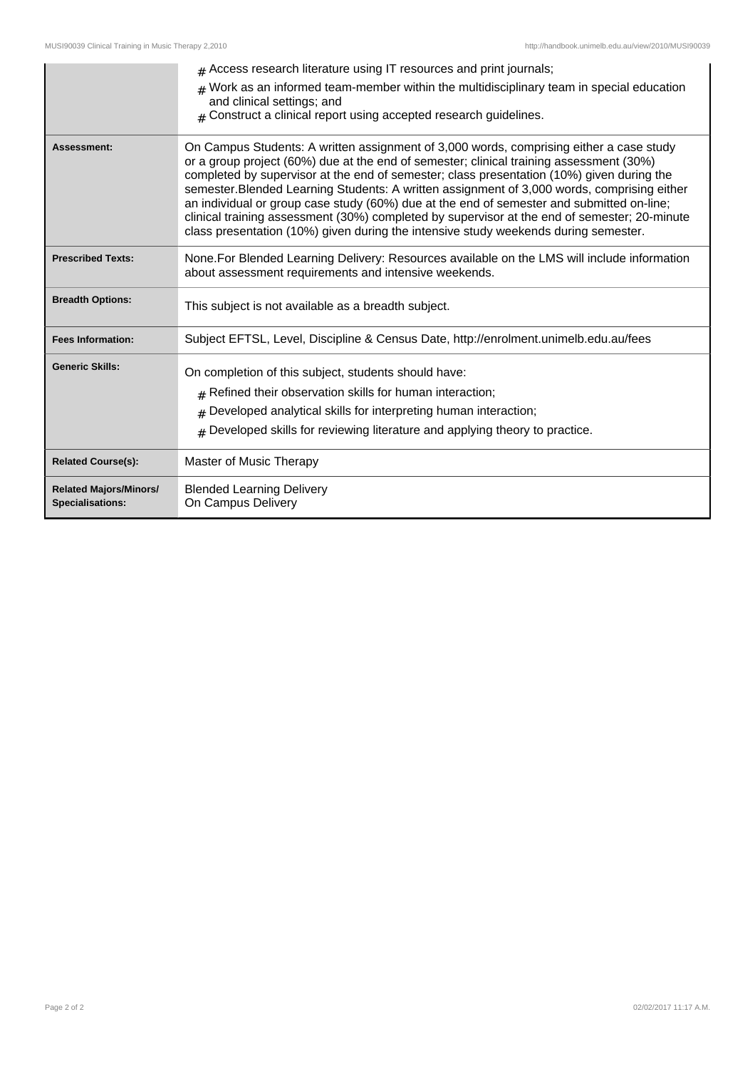| | |
|---|---|
| | # Access research literature using IT resources and print journals;<br># Work as an informed team-member within the multidisciplinary team in special education and clinical settings; and<br># Construct a clinical report using accepted research guidelines. |
| **Assessment:** | On Campus Students: A written assignment of 3,000 words, comprising either a case study or a group project (60%) due at the end of semester; clinical training assessment (30%) completed by supervisor at the end of semester; class presentation (10%) given during the semester.Blended Learning Students: A written assignment of 3,000 words, comprising either an individual or group case study (60%) due at the end of semester and submitted on-line; clinical training assessment (30%) completed by supervisor at the end of semester; 20-minute class presentation (10%) given during the intensive study weekends during semester. |
| **Prescribed Texts:** | None.For Blended Learning Delivery: Resources available on the LMS will include information about assessment requirements and intensive weekends. |
| **Breadth Options:** | This subject is not available as a breadth subject. |
| **Fees Information:** | Subject EFTSL, Level, Discipline & Census Date, http://enrolment.unimelb.edu.au/fees |
| **Generic Skills:** | On completion of this subject, students should have:<br># Refined their observation skills for human interaction;<br># Developed analytical skills for interpreting human interaction;<br># Developed skills for reviewing literature and applying theory to practice. |
| **Related Course(s):** | Master of Music Therapy |
| **Related Majors/Minors/ Specialisations:** | Blended Learning Delivery<br>On Campus Delivery |